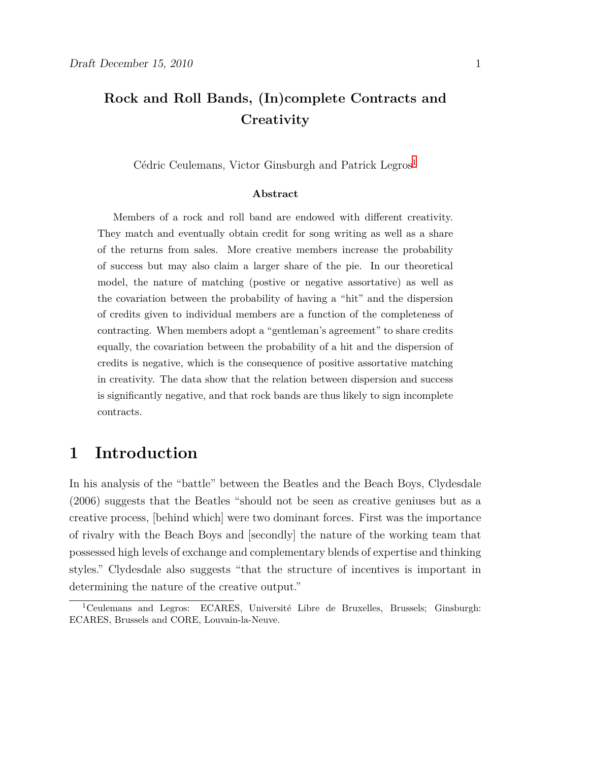# Rock and Roll Bands, (In)complete Contracts and Creativity

Cédric Ceulemans, Victor Ginsburgh and Patrick Legros[1]

### Abstract

Members of a rock and roll band are endowed with different creativity. They match and eventually obtain credit for song writing as well as a share of the returns from sales. More creative members increase the probability of success but may also claim a larger share of the pie. In our theoretical model, the nature of matching (postive or negative assortative) as well as the covariation between the probability of having a "hit" and the dispersion of credits given to individual members are a function of the completeness of contracting. When members adopt a "gentleman's agreement" to share credits equally, the covariation between the probability of a hit and the dispersion of credits is negative, which is the consequence of positive assortative matching in creativity. The data show that the relation between dispersion and success is significantly negative, and that rock bands are thus likely to sign incomplete contracts.

## 1 Introduction

In his analysis of the "battle" between the Beatles and the Beach Boys, Clydesdale (2006) suggests that the Beatles "should not be seen as creative geniuses but as a creative process, [behind which] were two dominant forces. First was the importance of rivalry with the Beach Boys and [secondly] the nature of the working team that possessed high levels of exchange and complementary blends of expertise and thinking styles." Clydesdale also suggests "that the structure of incentives is important in determining the nature of the creative output."

[1] Ceulemans and Legros: ECARES, Université Libre de Bruxelles, Brussels; Ginsburgh: ECARES, Brussels and CORE, Louvain-la-Neuve.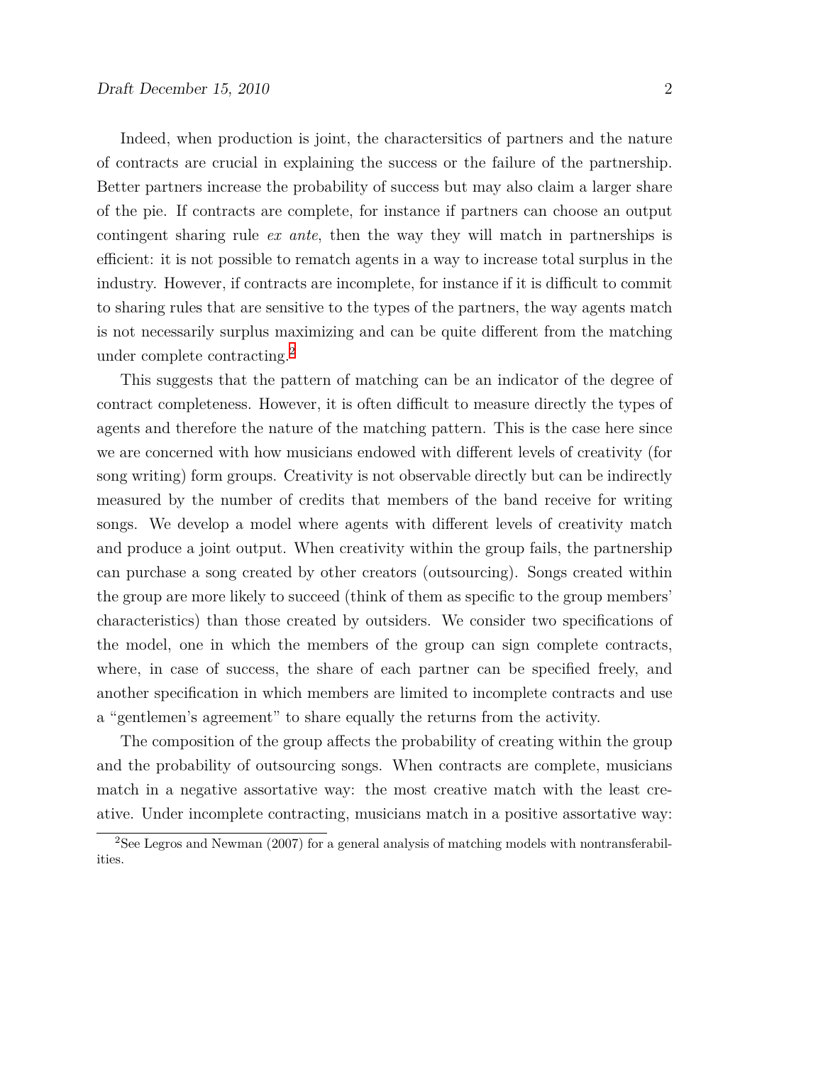Indeed, when production is joint, the charactersitics of partners and the nature of contracts are crucial in explaining the success or the failure of the partnership. Better partners increase the probability of success but may also claim a larger share of the pie. If contracts are complete, for instance if partners can choose an output contingent sharing rule *ex ante*, then the way they will match in partnerships is efficient: it is not possible to rematch agents in a way to increase total surplus in the industry. However, if contracts are incomplete, for instance if it is difficult to commit to sharing rules that are sensitive to the types of the partners, the way agents match is not necessarily surplus maximizing and can be quite different from the matching under complete contracting.[2]

This suggests that the pattern of matching can be an indicator of the degree of contract completeness. However, it is often difficult to measure directly the types of agents and therefore the nature of the matching pattern. This is the case here since we are concerned with how musicians endowed with different levels of creativity (for song writing) form groups. Creativity is not observable directly but can be indirectly measured by the number of credits that members of the band receive for writing songs. We develop a model where agents with different levels of creativity match and produce a joint output. When creativity within the group fails, the partnership can purchase a song created by other creators (outsourcing). Songs created within the group are more likely to succeed (think of them as specific to the group members' characteristics) than those created by outsiders. We consider two specifications of the model, one in which the members of the group can sign complete contracts, where, in case of success, the share of each partner can be specified freely, and another specification in which members are limited to incomplete contracts and use a "gentlemen's agreement" to share equally the returns from the activity.

The composition of the group affects the probability of creating within the group and the probability of outsourcing songs. When contracts are complete, musicians match in a negative assortative way: the most creative match with the least creative. Under incomplete contracting, musicians match in a positive assortative way:

[2] See Legros and Newman (2007) for a general analysis of matching models with nontransferabilities.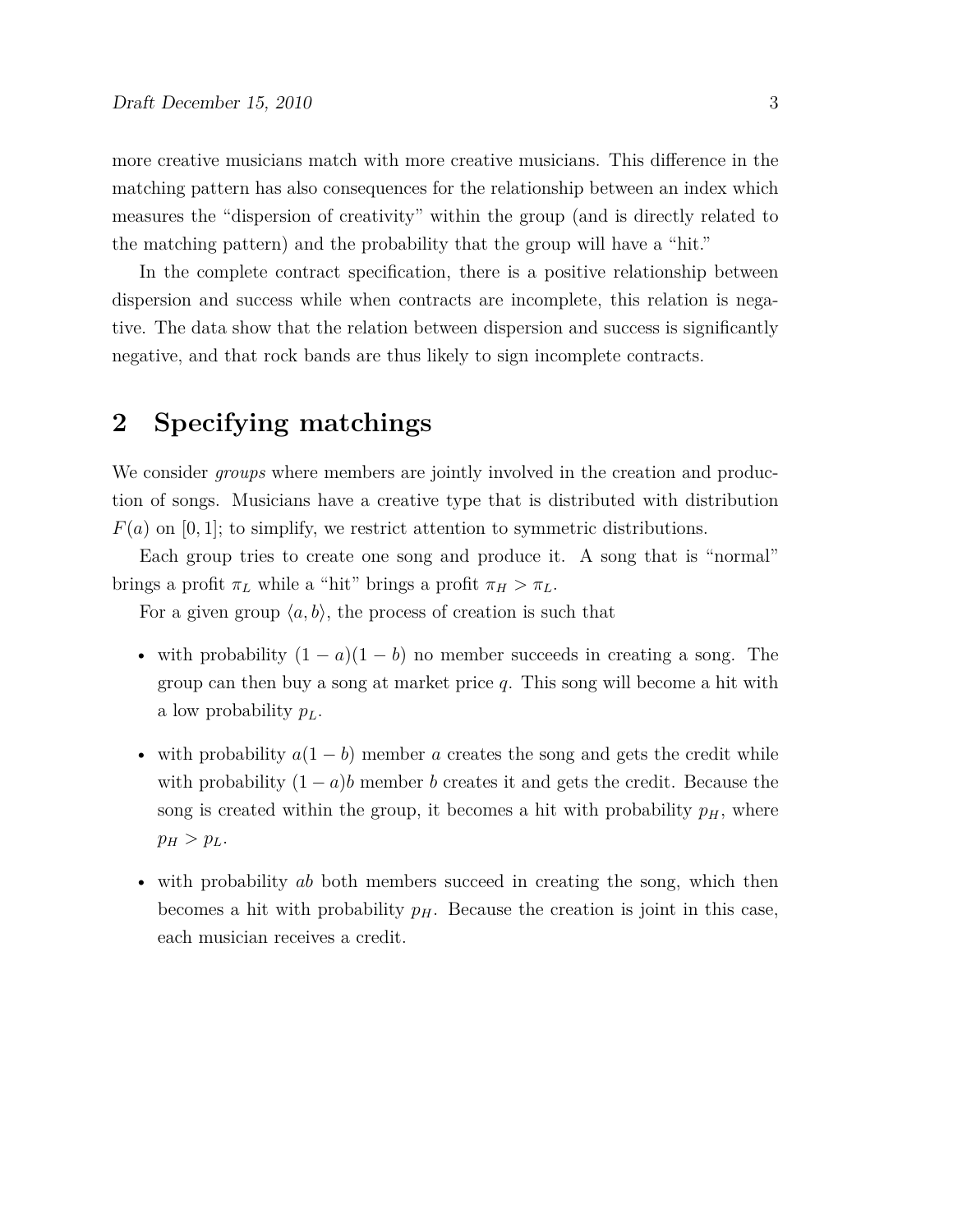more creative musicians match with more creative musicians. This difference in the matching pattern has also consequences for the relationship between an index which measures the "dispersion of creativity" within the group (and is directly related to the matching pattern) and the probability that the group will have a "hit."

In the complete contract specification, there is a positive relationship between dispersion and success while when contracts are incomplete, this relation is negative. The data show that the relation between dispersion and success is significantly negative, and that rock bands are thus likely to sign incomplete contracts.

## 2 Specifying matchings

We consider *groups* where members are jointly involved in the creation and production of songs. Musicians have a creative type that is distributed with distribution $F(a)$ on $[0, 1]$; to simplify, we restrict attention to symmetric distributions.

Each group tries to create one song and produce it. A song that is "normal" brings a profit $\pi_L$ while a "hit" brings a profit $\pi_H > \pi_L$.

For a given group $\langle a, b \rangle$, the process of creation is such that

- with probability $(1 - a)(1 - b)$ no member succeeds in creating a song. The group can then buy a song at market price $q$. This song will become a hit with a low probability $p_L$.
- with probability $a(1 - b)$ member $a$ creates the song and gets the credit while with probability $(1 - a)b$ member $b$ creates it and gets the credit. Because the song is created within the group, it becomes a hit with probability $p_H$, where $p_H > p_L$.
- with probability $ab$ both members succeed in creating the song, which then becomes a hit with probability $p_H$. Because the creation is joint in this case, each musician receives a credit.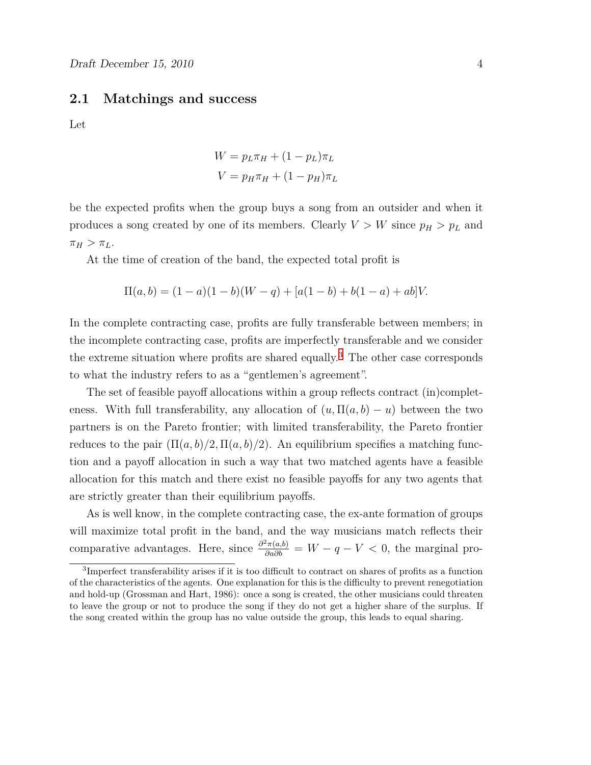## 2.1 Matchings and success

Let

$$W = p_L \pi_H + (1 - p_L)\pi_L$$
$$V = p_H \pi_H + (1 - p_H)\pi_L$$

be the expected profits when the group buys a song from an outsider and when it produces a song created by one of its members. Clearly $V > W$ since $p_H > p_L$ and $\pi_H > \pi_L$.

At the time of creation of the band, the expected total profit is

$$\Pi(a, b) = (1 - a)(1 - b)(W - q) + [a(1 - b) + b(1 - a) + ab]V.$$

In the complete contracting case, profits are fully transferable between members; in the incomplete contracting case, profits are imperfectly transferable and we consider the extreme situation where profits are shared equally.[3] The other case corresponds to what the industry refers to as a "gentlemen's agreement".

The set of feasible payoff allocations within a group reflects contract (in)completeness. With full transferability, any allocation of $(u, \Pi(a, b) - u)$ between the two partners is on the Pareto frontier; with limited transferability, the Pareto frontier reduces to the pair $(\Pi(a, b)/2, \Pi(a, b)/2)$. An equilibrium specifies a matching function and a payoff allocation in such a way that two matched agents have a feasible allocation for this match and there exist no feasible payoffs for any two agents that are strictly greater than their equilibrium payoffs.

As is well know, in the complete contracting case, the ex-ante formation of groups will maximize total profit in the band, and the way musicians match reflects their comparative advantages. Here, since $\frac{\partial^2 \pi(a,b)}{\partial a \partial b} = W - q - V < 0$, the marginal pro-

[3] Imperfect transferability arises if it is too difficult to contract on shares of profits as a function of the characteristics of the agents. One explanation for this is the difficulty to prevent renegotiation and hold-up (Grossman and Hart, 1986): once a song is created, the other musicians could threaten to leave the group or not to produce the song if they do not get a higher share of the surplus. If the song created within the group has no value outside the group, this leads to equal sharing.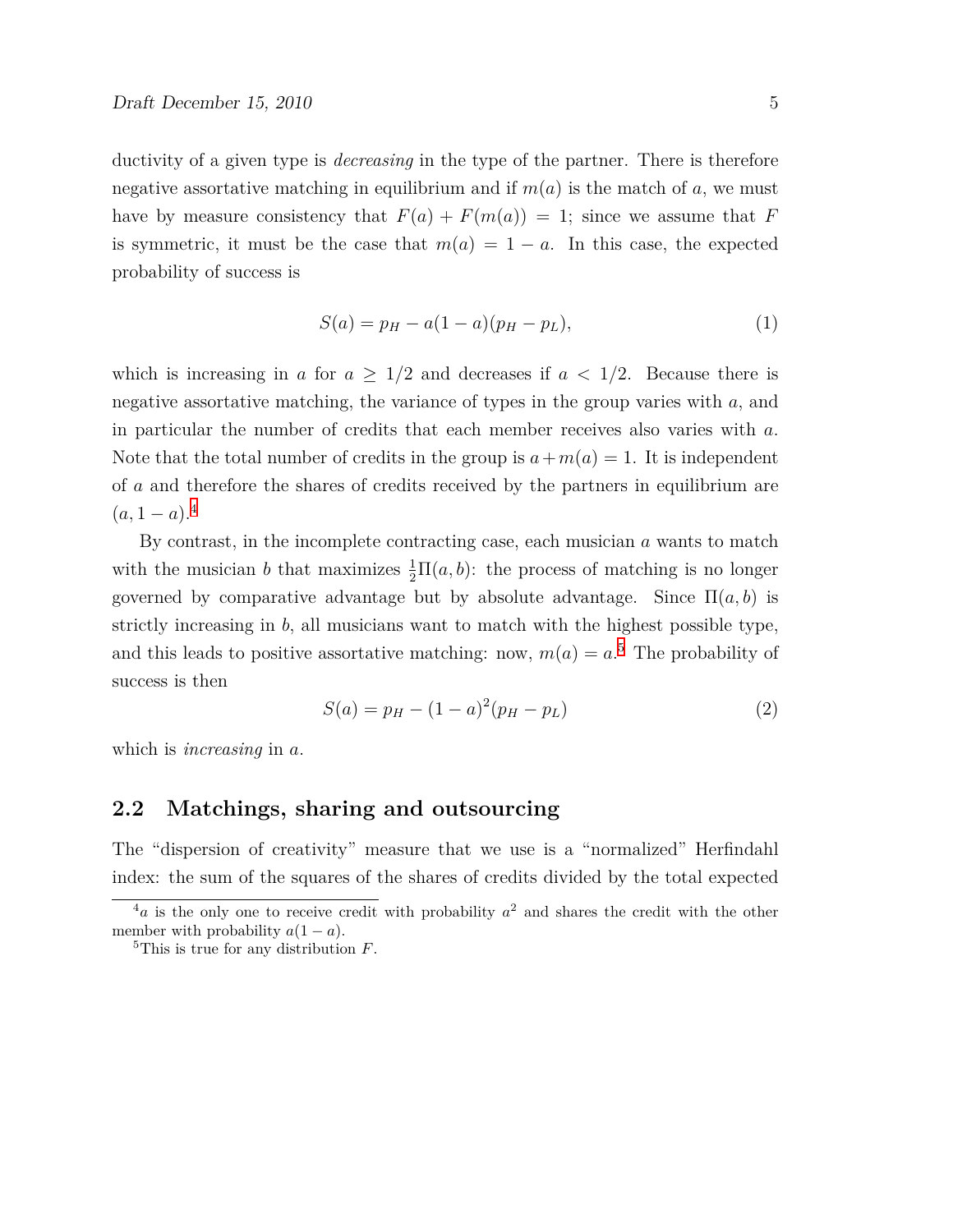ductivity of a given type is *decreasing* in the type of the partner. There is therefore negative assortative matching in equilibrium and if $m(a)$ is the match of $a$, we must have by measure consistency that $F(a) + F(m(a)) = 1$; since we assume that $F$ is symmetric, it must be the case that $m(a) = 1 - a$. In this case, the expected probability of success is

$$S(a) = p_H - a(1-a)(p_H - p_L), \tag{1}$$

which is increasing in $a$ for $a \geq 1/2$ and decreases if $a < 1/2$. Because there is negative assortative matching, the variance of types in the group varies with $a$, and in particular the number of credits that each member receives also varies with $a$. Note that the total number of credits in the group is $a + m(a) = 1$. It is independent of $a$ and therefore the shares of credits received by the partners in equilibrium are $(a, 1-a)$.[4]

By contrast, in the incomplete contracting case, each musician $a$ wants to match with the musician $b$ that maximizes $\frac{1}{2}\Pi(a,b)$: the process of matching is no longer governed by comparative advantage but by absolute advantage. Since $\Pi(a,b)$ is strictly increasing in $b$, all musicians want to match with the highest possible type, and this leads to positive assortative matching: now, $m(a) = a$.[5] The probability of success is then

$$S(a) = p_H - (1-a)^2(p_H - p_L) \tag{2}$$

which is *increasing* in $a$.

## 2.2 Matchings, sharing and outsourcing

The "dispersion of creativity" measure that we use is a "normalized" Herfindahl index: the sum of the squares of the shares of credits divided by the total expected

---

[4] $a$ is the only one to receive credit with probability $a^2$ and shares the credit with the other member with probability $a(1-a)$.

[5] This is true for any distribution $F$.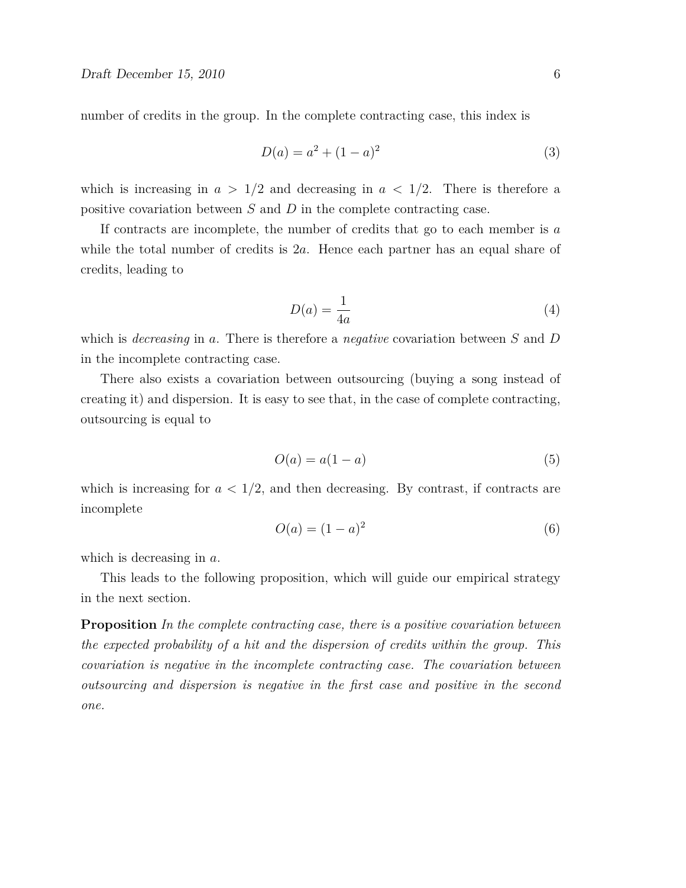number of credits in the group. In the complete contracting case, this index is

$$D(a) = a^2 + (1-a)^2 \tag{3}$$

which is increasing in $a > 1/2$ and decreasing in $a < 1/2$. There is therefore a positive covariation between $S$ and $D$ in the complete contracting case.

If contracts are incomplete, the number of credits that go to each member is $a$ while the total number of credits is $2a$. Hence each partner has an equal share of credits, leading to

$$D(a) = \frac{1}{4a} \tag{4}$$

which is *decreasing* in $a$. There is therefore a *negative* covariation between $S$ and $D$ in the incomplete contracting case.

There also exists a covariation between outsourcing (buying a song instead of creating it) and dispersion. It is easy to see that, in the case of complete contracting, outsourcing is equal to

$$O(a) = a(1-a) \tag{5}$$

which is increasing for $a < 1/2$, and then decreasing. By contrast, if contracts are incomplete

$$O(a) = (1-a)^2 \tag{6}$$

which is decreasing in $a$.

This leads to the following proposition, which will guide our empirical strategy in the next section.

**Proposition** *In the complete contracting case, there is a positive covariation between the expected probability of a hit and the dispersion of credits within the group. This covariation is negative in the incomplete contracting case. The covariation between outsourcing and dispersion is negative in the first case and positive in the second one.*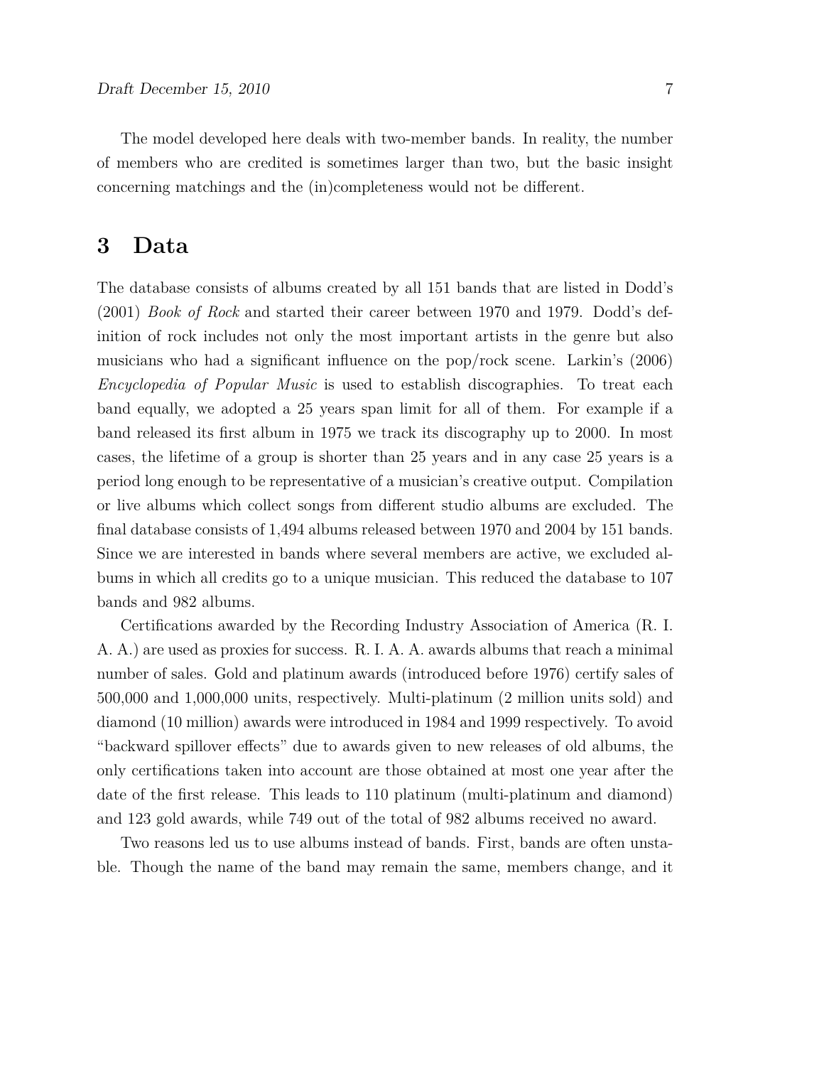The model developed here deals with two-member bands. In reality, the number of members who are credited is sometimes larger than two, but the basic insight concerning matchings and the (in)completeness would not be different.

# 3 Data

The database consists of albums created by all 151 bands that are listed in Dodd's (2001) *Book of Rock* and started their career between 1970 and 1979. Dodd's definition of rock includes not only the most important artists in the genre but also musicians who had a significant influence on the pop/rock scene. Larkin's (2006) *Encyclopedia of Popular Music* is used to establish discographies. To treat each band equally, we adopted a 25 years span limit for all of them. For example if a band released its first album in 1975 we track its discography up to 2000. In most cases, the lifetime of a group is shorter than 25 years and in any case 25 years is a period long enough to be representative of a musician's creative output. Compilation or live albums which collect songs from different studio albums are excluded. The final database consists of 1,494 albums released between 1970 and 2004 by 151 bands. Since we are interested in bands where several members are active, we excluded albums in which all credits go to a unique musician. This reduced the database to 107 bands and 982 albums.

Certifications awarded by the Recording Industry Association of America (R. I. A. A.) are used as proxies for success. R. I. A. A. awards albums that reach a minimal number of sales. Gold and platinum awards (introduced before 1976) certify sales of 500,000 and 1,000,000 units, respectively. Multi-platinum (2 million units sold) and diamond (10 million) awards were introduced in 1984 and 1999 respectively. To avoid "backward spillover effects" due to awards given to new releases of old albums, the only certifications taken into account are those obtained at most one year after the date of the first release. This leads to 110 platinum (multi-platinum and diamond) and 123 gold awards, while 749 out of the total of 982 albums received no award.

Two reasons led us to use albums instead of bands. First, bands are often unstable. Though the name of the band may remain the same, members change, and it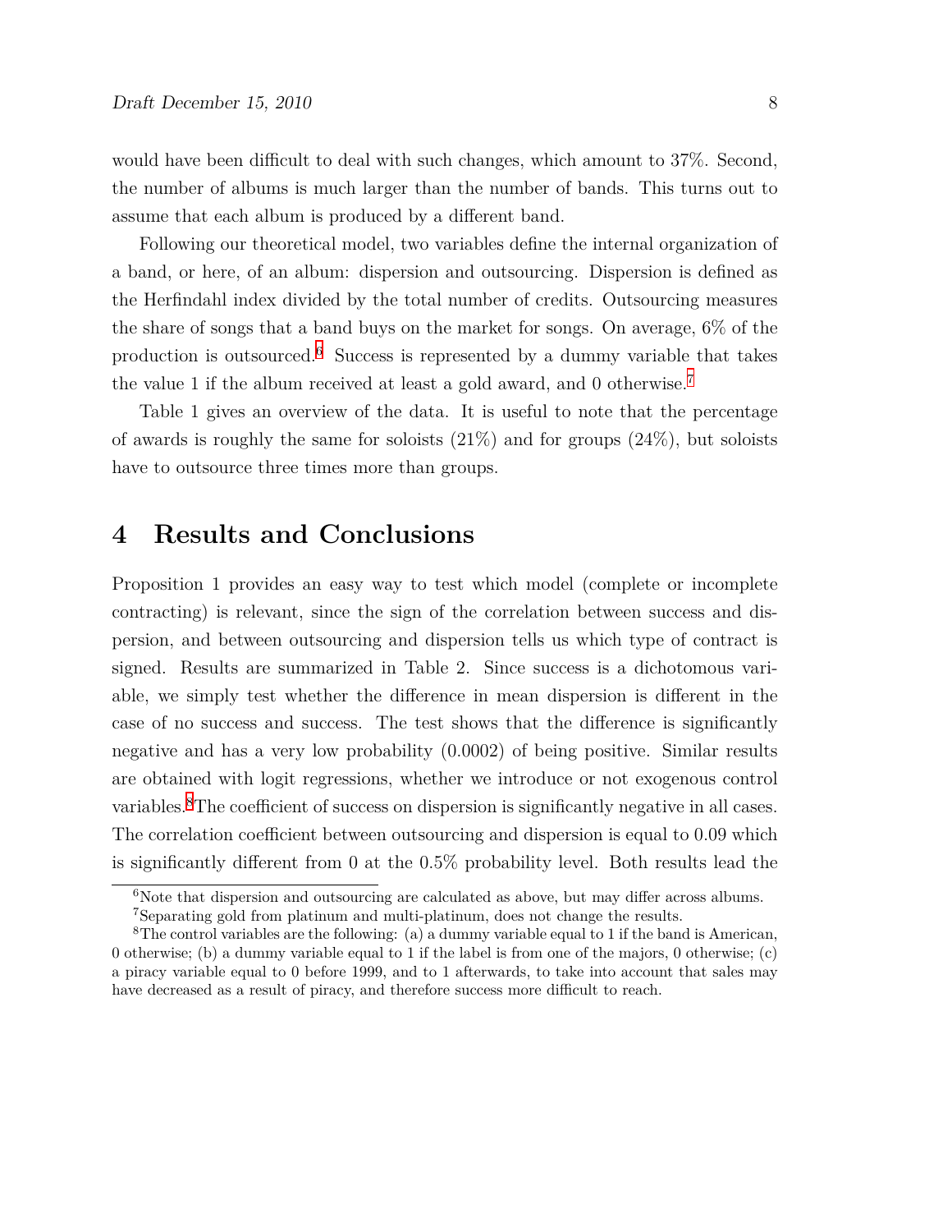would have been difficult to deal with such changes, which amount to 37%. Second, the number of albums is much larger than the number of bands. This turns out to assume that each album is produced by a different band.

Following our theoretical model, two variables define the internal organization of a band, or here, of an album: dispersion and outsourcing. Dispersion is defined as the Herfindahl index divided by the total number of credits. Outsourcing measures the share of songs that a band buys on the market for songs. On average, 6% of the production is outsourced.[6] Success is represented by a dummy variable that takes the value 1 if the album received at least a gold award, and 0 otherwise.[7]

Table 1 gives an overview of the data. It is useful to note that the percentage of awards is roughly the same for soloists (21%) and for groups (24%), but soloists have to outsource three times more than groups.

## 4 Results and Conclusions

Proposition 1 provides an easy way to test which model (complete or incomplete contracting) is relevant, since the sign of the correlation between success and dispersion, and between outsourcing and dispersion tells us which type of contract is signed. Results are summarized in Table 2. Since success is a dichotomous variable, we simply test whether the difference in mean dispersion is different in the case of no success and success. The test shows that the difference is significantly negative and has a very low probability (0.0002) of being positive. Similar results are obtained with logit regressions, whether we introduce or not exogenous control variables.[8] The coefficient of success on dispersion is significantly negative in all cases. The correlation coefficient between outsourcing and dispersion is equal to 0.09 which is significantly different from 0 at the 0.5% probability level. Both results lead the

---

[6] Note that dispersion and outsourcing are calculated as above, but may differ across albums.

[7] Separating gold from platinum and multi-platinum, does not change the results.

[8] The control variables are the following: (a) a dummy variable equal to 1 if the band is American, 0 otherwise; (b) a dummy variable equal to 1 if the label is from one of the majors, 0 otherwise; (c) a piracy variable equal to 0 before 1999, and to 1 afterwards, to take into account that sales may have decreased as a result of piracy, and therefore success more difficult to reach.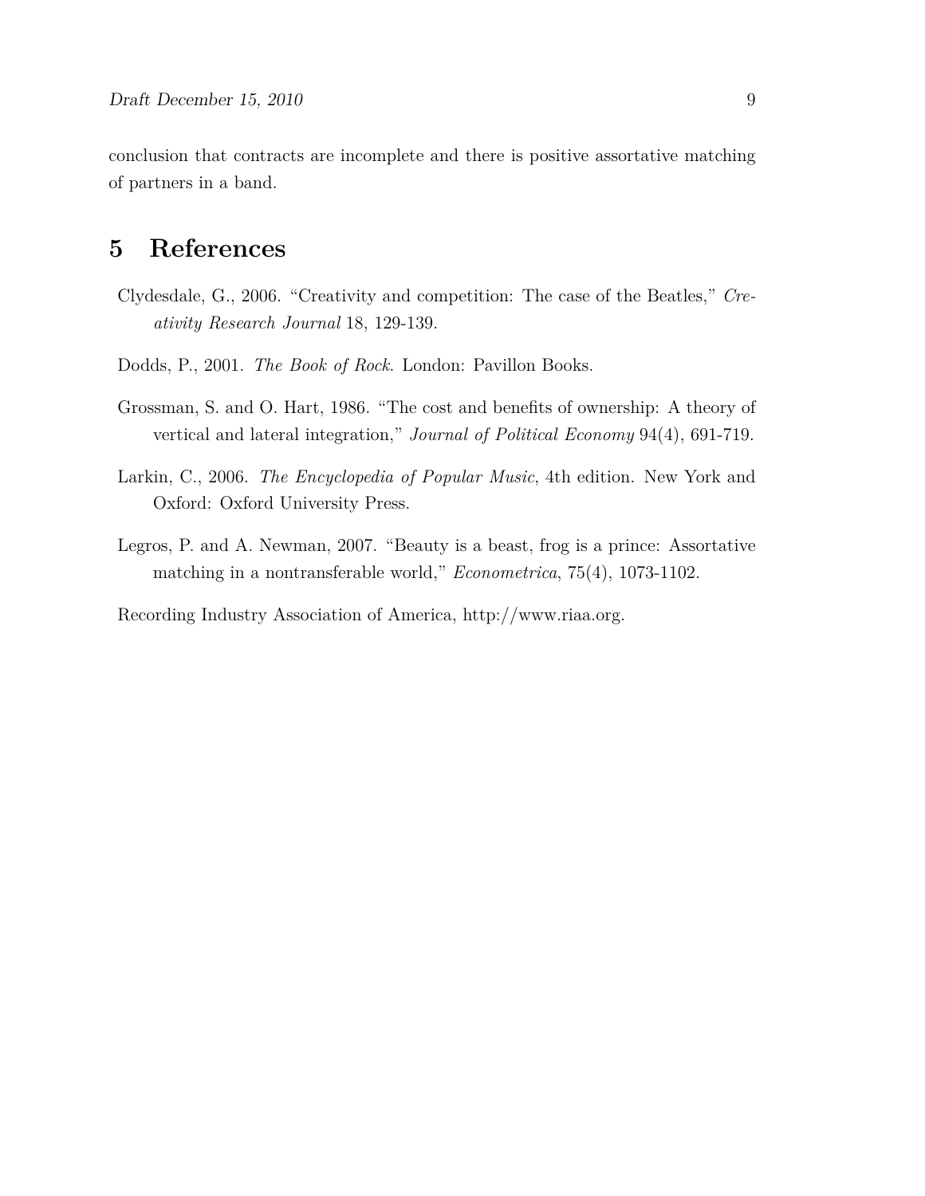conclusion that contracts are incomplete and there is positive assortative matching of partners in a band.

# 5 References

Clydesdale, G., 2006. "Creativity and competition: The case of the Beatles," *Creativity Research Journal* 18, 129-139.

Dodds, P., 2001. *The Book of Rock*. London: Pavillon Books.

Grossman, S. and O. Hart, 1986. "The cost and benefits of ownership: A theory of vertical and lateral integration," *Journal of Political Economy* 94(4), 691-719.

Larkin, C., 2006. *The Encyclopedia of Popular Music*, 4th edition. New York and Oxford: Oxford University Press.

Legros, P. and A. Newman, 2007. "Beauty is a beast, frog is a prince: Assortative matching in a nontransferable world," *Econometrica*, 75(4), 1073-1102.

Recording Industry Association of America, http://www.riaa.org.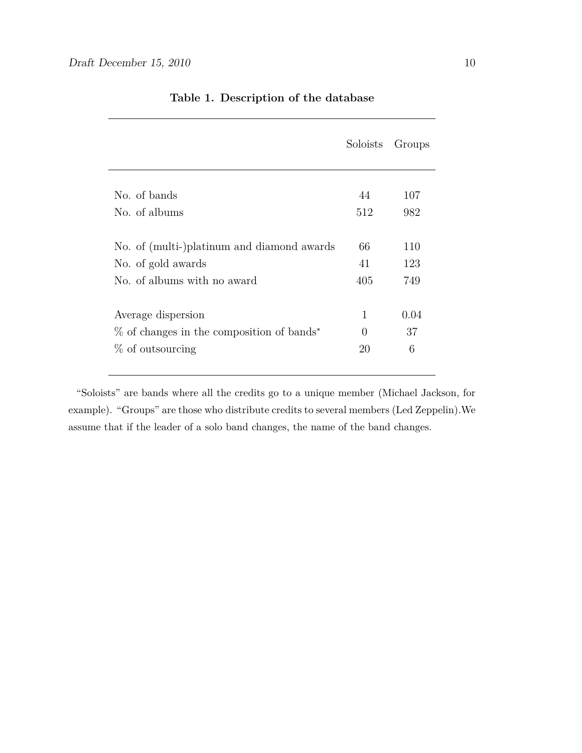**Table 1. Description of the database**

| | Soloists | Groups |
|---|---|---|
| No. of bands | 44 | 107 |
| No. of albums | 512 | 982 |
| No. of (multi-)platinum and diamond awards | 66 | 110 |
| No. of gold awards | 41 | 123 |
| No. of albums with no award | 405 | 749 |
| Average dispersion | 1 | 0.04 |
| % of changes in the composition of bands* | 0 | 37 |
| % of outsourcing | 20 | 6 |

"Soloists" are bands where all the credits go to a unique member (Michael Jackson, for example). "Groups" are those who distribute credits to several members (Led Zeppelin).We assume that if the leader of a solo band changes, the name of the band changes.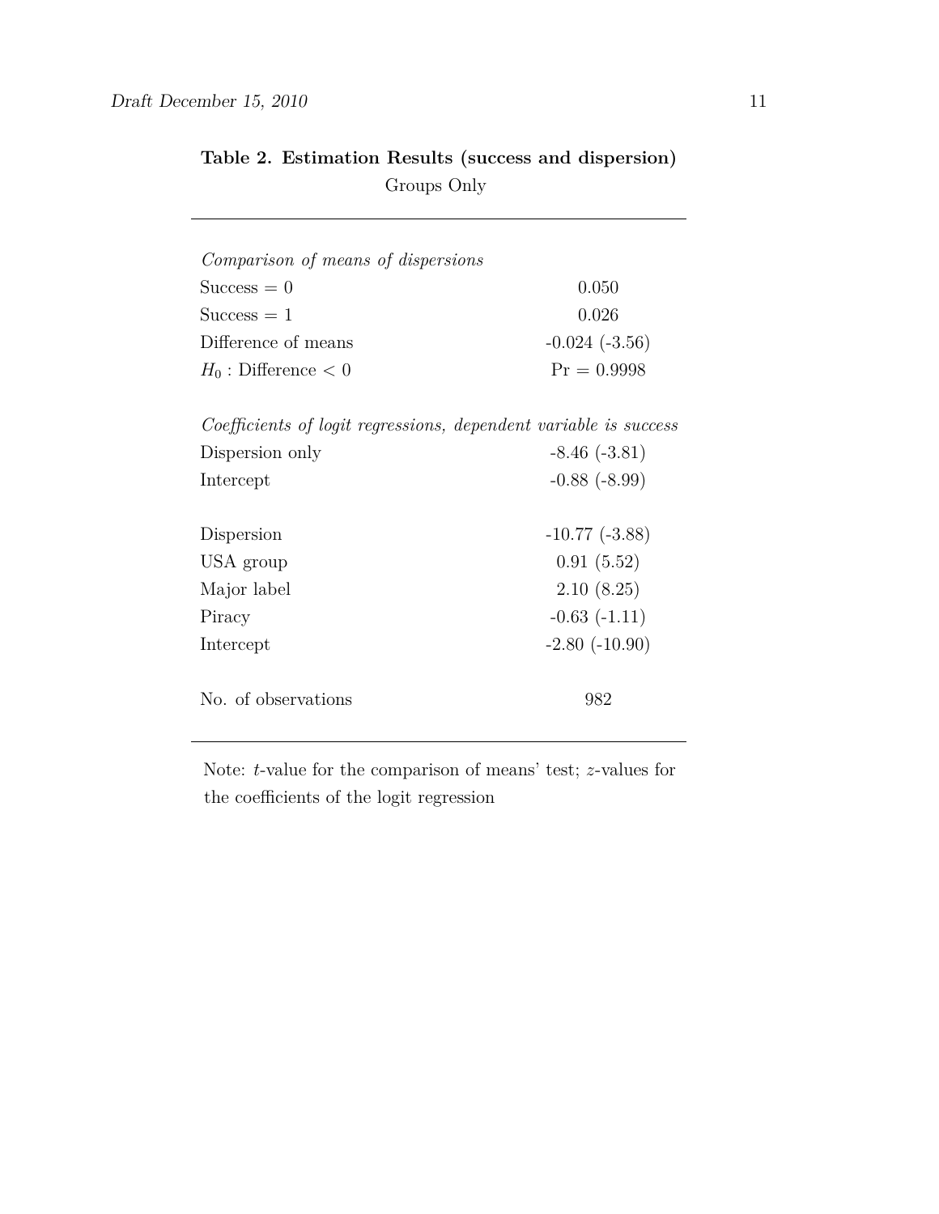**Table 2. Estimation Results (success and dispersion)**
Groups Only

| | |
|---|---|
| *Comparison of means of dispersions* | |
| Success = 0 | 0.050 |
| Success = 1 | 0.026 |
| Difference of means | -0.024 (-3.56) |
| $H_0$ : Difference < 0 | Pr = 0.9998 |
| | |
| *Coefficients of logit regressions, dependent variable is success* | |
| Dispersion only | -8.46 (-3.81) |
| Intercept | -0.88 (-8.99) |
| | |
| Dispersion | -10.77 (-3.88) |
| USA group | 0.91 (5.52) |
| Major label | 2.10 (8.25) |
| Piracy | -0.63 (-1.11) |
| Intercept | -2.80 (-10.90) |
| | |
| No. of observations | 982 |

Note: $t$-value for the comparison of means' test; $z$-values for the coefficients of the logit regression